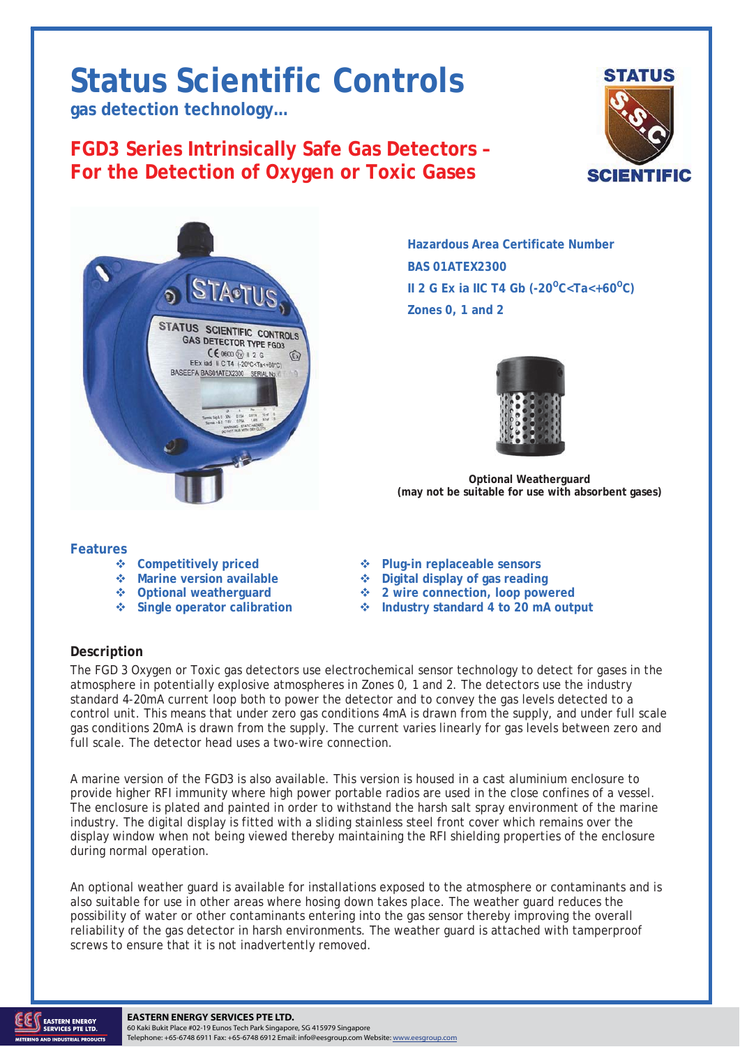# Status Scientific Controls

**gas detection technology...**

## FGD3 Series Intrinsically Safe Gas Detectors – For the Detection of Oxygen or Toxic Gases

**Hazardous Area Certificate Number**

**BAS 01ATEX2300**

**II 2 G Ex ia IIC T4 Gb (-20$^{o}$C<Ta<+60$^{o}$C)**

**Zones 0, 1 and 2**

**Optional Weatherguard**
**(may not be suitable for use with absorbent gases)**

### Features

- Competitively priced
- Marine version available
- Optional weatherguard
- Single operator calibration
- Plug-in replaceable sensors
- Digital display of gas reading
- 2 wire connection, loop powered
- Industry standard 4 to 20 mA output

### Description

The FGD 3 Oxygen or Toxic gas detectors use electrochemical sensor technology to detect for gases in the atmosphere in potentially explosive atmospheres in Zones 0, 1 and 2. The detectors use the industry standard 4-20mA current loop both to power the detector and to convey the gas levels detected to a control unit. This means that under zero gas conditions 4mA is drawn from the supply, and under full scale gas conditions 20mA is drawn from the supply. The current varies linearly for gas levels between zero and full scale. The detector head uses a two-wire connection.

A marine version of the FGD3 is also available. This version is housed in a cast aluminium enclosure to provide higher RFI immunity where high power portable radios are used in the close confines of a vessel. The enclosure is plated and painted in order to withstand the harsh salt spray environment of the marine industry. The digital display is fitted with a sliding stainless steel front cover which remains over the display window when not being viewed thereby maintaining the RFI shielding properties of the enclosure during normal operation.

An optional weather guard is available for installations exposed to the atmosphere or contaminants and is also suitable for use in other areas where hosing down takes place. The weather guard reduces the possibility of water or other contaminants entering into the gas sensor thereby improving the overall reliability of the gas detector in harsh environments. The weather guard is attached with tamperproof screws to ensure that it is not inadvertently removed.

**EASTERN ENERGY SERVICES PTE LTD.**
60 Kaki Bukit Place #02-19 Eunos Tech Park Singapore, SG 415979 Singapore
Telephone: +65-6748 6911 Fax: +65-6748 6912 Email: info@eesgroup.com Website: www.eesgroup.com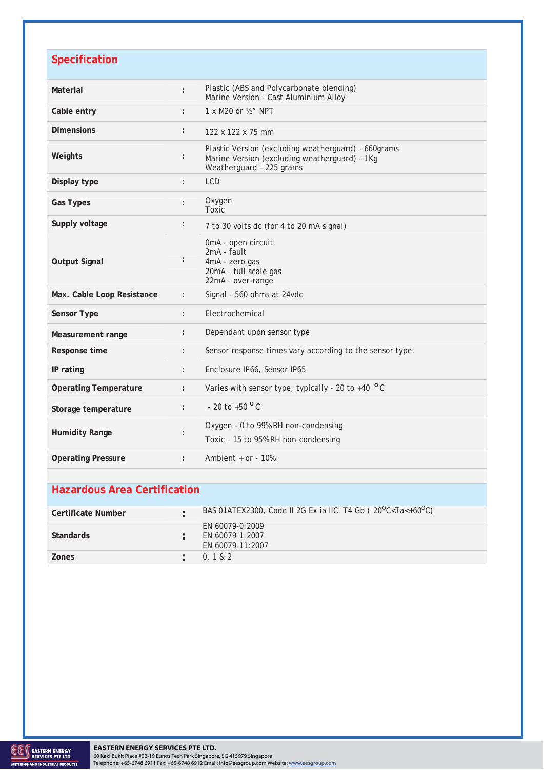## Specification

| | | |
|---|---|---|
| **Material** | : | Plastic (ABS and Polycarbonate blending)<br>Marine Version – Cast Aluminium Alloy |
| **Cable entry** | : | 1 x M20 or ½" NPT |
| **Dimensions** | : | 122 x 122 x 75 mm |
| **Weights** | : | Plastic Version (excluding weatherguard) – 660grams<br>Marine Version (excluding weatherguard) – 1Kg<br>Weatherguard – 225 grams |
| **Display type** | : | LCD |
| **Gas Types** | : | Oxygen<br>Toxic |
| **Supply voltage** | : | 7 to 30 volts dc (for 4 to 20 mA signal) |
| **Output Signal** | : | 0mA - open circuit<br>2mA - fault<br>4mA - zero gas<br>20mA - full scale gas<br>22mA - over-range |
| **Max. Cable Loop Resistance** | : | Signal - 560 ohms at 24vdc |
| **Sensor Type** | : | Electrochemical |
| **Measurement range** | : | Dependant upon sensor type |
| **Response time** | : | Sensor response times vary according to the sensor type. |
| **IP rating** | : | Enclosure IP66, Sensor IP65 |
| **Operating Temperature** | : | Varies with sensor type, typically - 20 to +40 $^{o}$C |
| **Storage temperature** | : | - 20 to +50 $^{o}$C |
| **Humidity Range** | : | Oxygen - 0 to 99%RH non-condensing<br>Toxic - 15 to 95%RH non-condensing |
| **Operating Pressure** | : | Ambient + or - 10% |

## Hazardous Area Certification

| | | |
|---|---|---|
| **Certificate Number** | : | BAS 01ATEX2300, Code II 2G Ex ia IIC T4 Gb (-20$^{O}$C<Ta<+60$^{O}$C) |
| **Standards** | : | EN 60079-0:2009<br>EN 60079-1:2007<br>EN 60079-11:2007 |
| **Zones** | : | 0, 1 & 2 |

**EASTERN ENERGY SERVICES PTE LTD.**
60 Kaki Bukit Place #02-19 Eunos Tech Park Singapore, SG 415979 Singapore
Telephone: +65-6748 6911 Fax: +65-6748 6912 Email: info@eesgroup.com Website: www.eesgroup.com